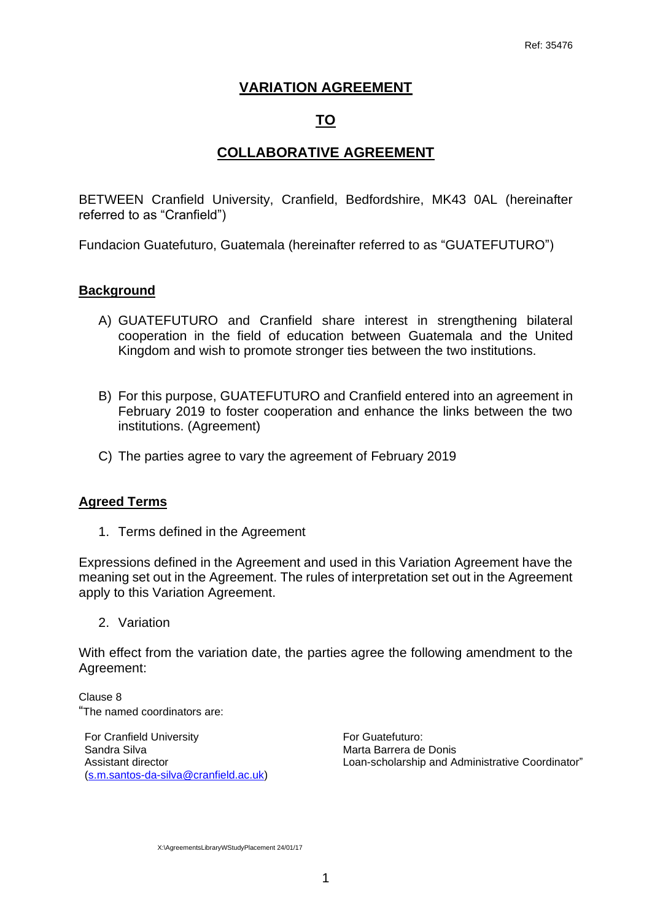Ref: 35476

# VARIATION AGREEMENT

# TO

# COLLABORATIVE AGREEMENT

BETWEEN Cranfield University, Cranfield, Bedfordshire, MK43 0AL (hereinafter referred to as "Cranfield")

Fundacion Guatefuturo, Guatemala (hereinafter referred to as "GUATEFUTURO")

## Background

A) GUATEFUTURO and Cranfield share interest in strengthening bilateral cooperation in the field of education between Guatemala and the United Kingdom and wish to promote stronger ties between the two institutions.

B) For this purpose, GUATEFUTURO and Cranfield entered into an agreement in February 2019 to foster cooperation and enhance the links between the two institutions. (Agreement)

C) The parties agree to vary the agreement of February 2019

## Agreed Terms

1. Terms defined in the Agreement

Expressions defined in the Agreement and used in this Variation Agreement have the meaning set out in the Agreement. The rules of interpretation set out in the Agreement apply to this Variation Agreement.

2. Variation

With effect from the variation date, the parties agree the following amendment to the Agreement:

Clause 8

"The named coordinators are:

For Cranfield University
Sandra Silva
Assistant director
(s.m.santos-da-silva@cranfield.ac.uk)

For Guatefuturo:
Marta Barrera de Donis
Loan-scholarship and Administrative Coordinator"

X:\AgreementsLibraryWStudyPlacement 24/01/17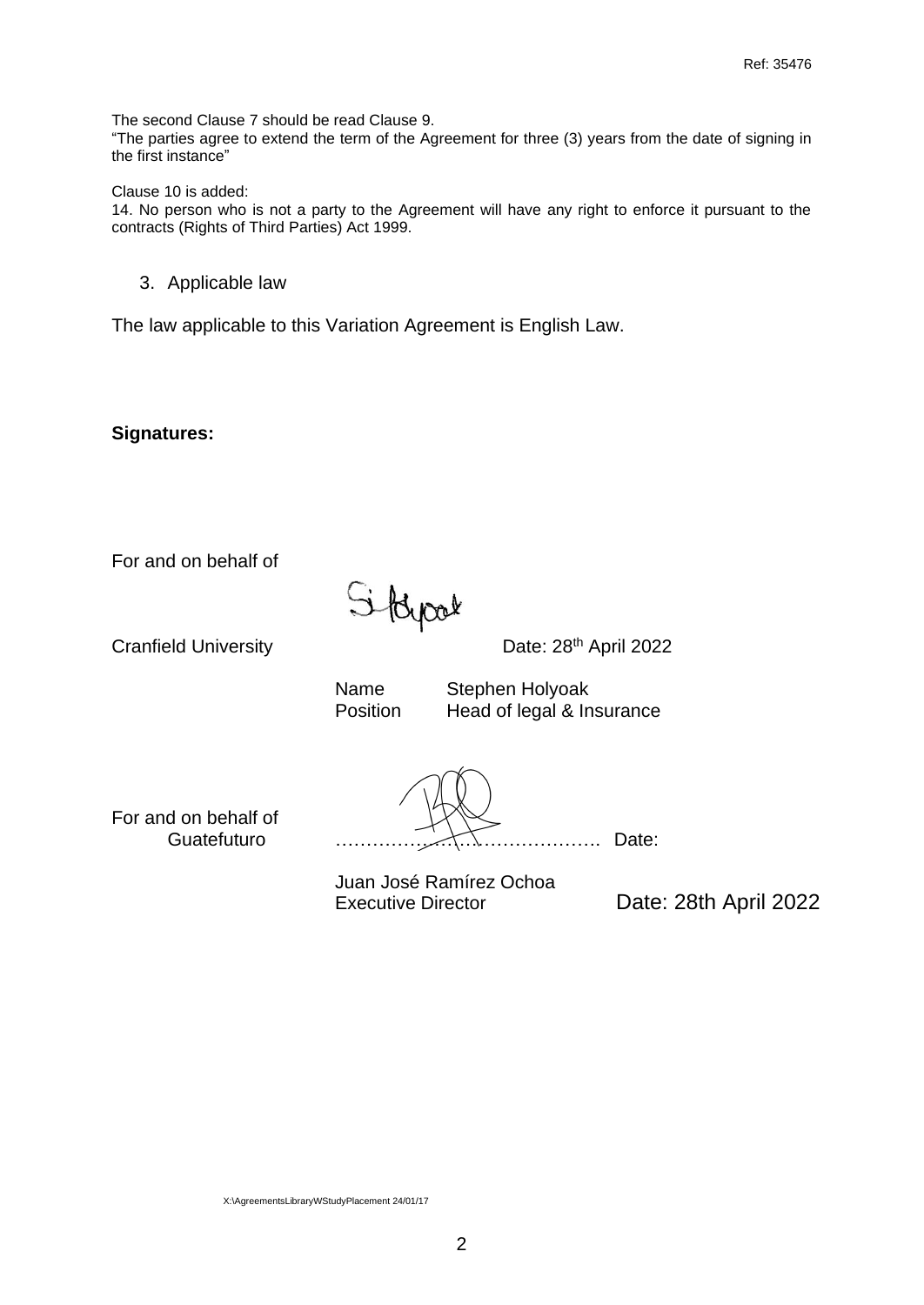The second Clause 7 should be read Clause 9.
"The parties agree to extend the term of the Agreement for three (3) years from the date of signing in the first instance"

Clause 10 is added:
14. No person who is not a party to the Agreement will have any right to enforce it pursuant to the contracts (Rights of Third Parties) Act 1999.

3. Applicable law

The law applicable to this Variation Agreement is English Law.

**Signatures:**

For and on behalf of

Cranfield University Date: 28th April 2022

Name Stephen Holyoak
Position Head of legal & Insurance

For and on behalf of
Guatefuturo …………………………………….. Date:

Juan José Ramírez Ochoa
Executive Director Date: 28th April 2022

X:\AgreementsLibraryWStudyPlacement 24/01/17